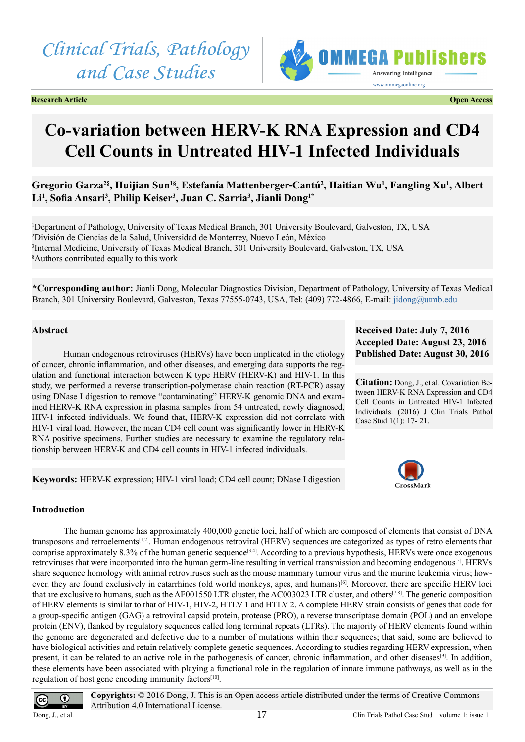Research Article | Open Access

# Co-variation between HERV-K RNA Expression and CD4 Cell Counts in Untreated HIV-1 Infected Individuals

**Gregorio Garza[2§], Huijian Sun[1§], Estefanía Mattenberger-Cantú[2], Haitian Wu[1], Fangling Xu[1], Albert Li[1], Sofia Ansari[3], Philip Keiser[3], Juan C. Sarria[3], Jianli Dong[1*]**

[1]Department of Pathology, University of Texas Medical Branch, 301 University Boulevard, Galveston, TX, USA
[2]División de Ciencias de la Salud, Universidad de Monterrey, Nuevo León, México
[3]Internal Medicine, University of Texas Medical Branch, 301 University Boulevard, Galveston, TX, USA
[§]Authors contributed equally to this work

**\*Corresponding author:** Jianli Dong, Molecular Diagnostics Division, Department of Pathology, University of Texas Medical Branch, 301 University Boulevard, Galveston, Texas 77555-0743, USA, Tel: (409) 772-4866, E-mail: jidong@utmb.edu

**Received Date: July 7, 2016**
**Accepted Date: August 23, 2016**
**Published Date: August 30, 2016**

**Citation:** Dong, J., et al. Covariation Between HERV-K RNA Expression and CD4 Cell Counts in Untreated HIV-1 Infected Individuals. (2016) J Clin Trials Pathol Case Stud 1(1): 17- 21.

## Abstract

Human endogenous retroviruses (HERVs) have been implicated in the etiology of cancer, chronic inflammation, and other diseases, and emerging data supports the regulation and functional interaction between K type HERV (HERV-K) and HIV-1. In this study, we performed a reverse transcription-polymerase chain reaction (RT-PCR) assay using DNase I digestion to remove "contaminating" HERV-K genomic DNA and examined HERV-K RNA expression in plasma samples from 54 untreated, newly diagnosed, HIV-1 infected individuals. We found that, HERV-K expression did not correlate with HIV-1 viral load. However, the mean CD4 cell count was significantly lower in HERV-K RNA positive specimens. Further studies are necessary to examine the regulatory relationship between HERV-K and CD4 cell counts in HIV-1 infected individuals.

**Keywords:** HERV-K expression; HIV-1 viral load; CD4 cell count; DNase I digestion

## Introduction

The human genome has approximately 400,000 genetic loci, half of which are composed of elements that consist of DNA transposons and retroelements[1,2]. Human endogenous retroviral (HERV) sequences are categorized as types of retro elements that comprise approximately 8.3% of the human genetic sequence[3,4]. According to a previous hypothesis, HERVs were once exogenous retroviruses that were incorporated into the human germ-line resulting in vertical transmission and becoming endogenous[5]. HERVs share sequence homology with animal retroviruses such as the mouse mammary tumour virus and the murine leukemia virus; however, they are found exclusively in catarrhines (old world monkeys, apes, and humans)[6]. Moreover, there are specific HERV loci that are exclusive to humans, such as the AF001550 LTR cluster, the AC003023 LTR cluster, and others[7,8]. The genetic composition of HERV elements is similar to that of HIV-1, HIV-2, HTLV 1 and HTLV 2. A complete HERV strain consists of genes that code for a group-specific antigen (GAG) a retroviral capsid protein, protease (PRO), a reverse transcriptase domain (POL) and an envelope protein (ENV), flanked by regulatory sequences called long terminal repeats (LTRs). The majority of HERV elements found within the genome are degenerated and defective due to a number of mutations within their sequences; that said, some are believed to have biological activities and retain relatively complete genetic sequences. According to studies regarding HERV expression, when present, it can be related to an active role in the pathogenesis of cancer, chronic inflammation, and other diseases[9]. In addition, these elements have been associated with playing a functional role in the regulation of innate immune pathways, as well as in the regulation of host gene encoding immunity factors[10].

**Copyrights:** © 2016 Dong, J. This is an Open access article distributed under the terms of Creative Commons Attribution 4.0 International License.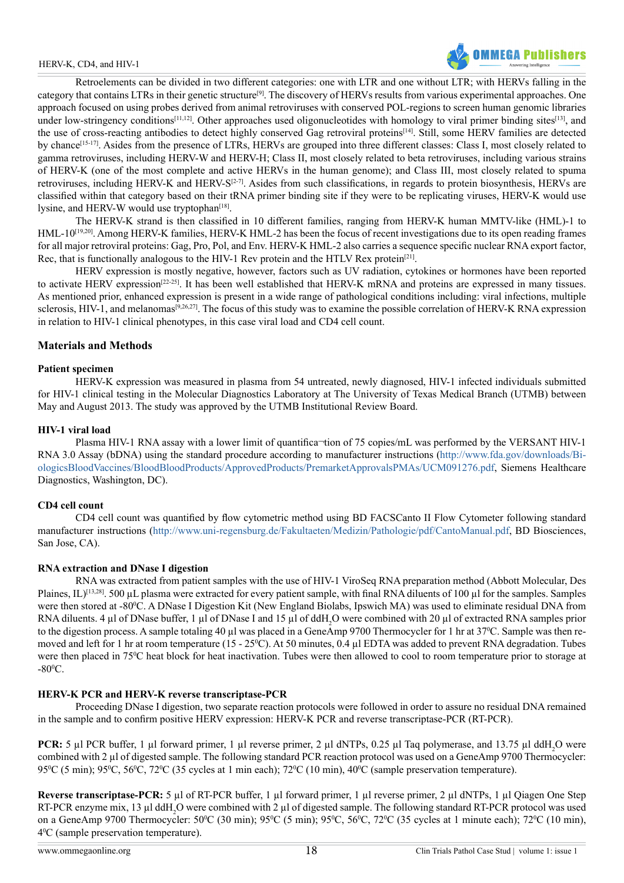Retroelements can be divided in two different categories: one with LTR and one without LTR; with HERVs falling in the category that contains LTRs in their genetic structure[9]. The discovery of HERVs results from various experimental approaches. One approach focused on using probes derived from animal retroviruses with conserved POL-regions to screen human genomic libraries under low-stringency conditions[11,12]. Other approaches used oligonucleotides with homology to viral primer binding sites[13], and the use of cross-reacting antibodies to detect highly conserved Gag retroviral proteins[14]. Still, some HERV families are detected by chance[15-17]. Asides from the presence of LTRs, HERVs are grouped into three different classes: Class I, most closely related to gamma retroviruses, including HERV-W and HERV-H; Class II, most closely related to beta retroviruses, including various strains of HERV-K (one of the most complete and active HERVs in the human genome); and Class III, most closely related to spuma retroviruses, including HERV-K and HERV-S[2-7]. Asides from such classifications, in regards to protein biosynthesis, HERVs are classified within that category based on their tRNA primer binding site if they were to be replicating viruses, HERV-K would use lysine, and HERV-W would use tryptophan[18].

The HERV-K strand is then classified in 10 different families, ranging from HERV-K human MMTV-like (HML)-1 to HML-10[19,20]. Among HERV-K families, HERV-K HML-2 has been the focus of recent investigations due to its open reading frames for all major retroviral proteins: Gag, Pro, Pol, and Env. HERV-K HML-2 also carries a sequence specific nuclear RNA export factor, Rec, that is functionally analogous to the HIV-1 Rev protein and the HTLV Rex protein[21].

HERV expression is mostly negative, however, factors such as UV radiation, cytokines or hormones have been reported to activate HERV expression[22-25]. It has been well established that HERV-K mRNA and proteins are expressed in many tissues. As mentioned prior, enhanced expression is present in a wide range of pathological conditions including: viral infections, multiple sclerosis, HIV-1, and melanomas[9,26,27]. The focus of this study was to examine the possible correlation of HERV-K RNA expression in relation to HIV-1 clinical phenotypes, in this case viral load and CD4 cell count.

## Materials and Methods

### Patient specimen

HERV-K expression was measured in plasma from 54 untreated, newly diagnosed, HIV-1 infected individuals submitted for HIV-1 clinical testing in the Molecular Diagnostics Laboratory at The University of Texas Medical Branch (UTMB) between May and August 2013. The study was approved by the UTMB Institutional Review Board.

### HIV-1 viral load

Plasma HIV-1 RNA assay with a lower limit of quantifica¬tion of 75 copies/mL was performed by the VERSANT HIV-1 RNA 3.0 Assay (bDNA) using the standard procedure according to manufacturer instructions (http://www.fda.gov/downloads/BiologicsBloodVaccines/BloodBloodProducts/ApprovedProducts/PremarketApprovalsPMAs/UCM091276.pdf, Siemens Healthcare Diagnostics, Washington, DC).

### CD4 cell count

CD4 cell count was quantified by flow cytometric method using BD FACSCanto II Flow Cytometer following standard manufacturer instructions (http://www.uni-regensburg.de/Fakultaeten/Medizin/Pathologie/pdf/CantoManual.pdf, BD Biosciences, San Jose, CA).

### RNA extraction and DNase I digestion

RNA was extracted from patient samples with the use of HIV-1 ViroSeq RNA preparation method (Abbott Molecular, Des Plaines, IL)[13,28]. 500 µL plasma were extracted for every patient sample, with final RNA diluents of 100 µl for the samples. Samples were then stored at -80$^0$C. A DNase I Digestion Kit (New England Biolabs, Ipswich MA) was used to eliminate residual DNA from RNA diluents. 4 µl of DNase buffer, 1 µl of DNase I and 15 µl of ddH$_2$O were combined with 20 µl of extracted RNA samples prior to the digestion process. A sample totaling 40 µl was placed in a GeneAmp 9700 Thermocycler for 1 hr at 37$^0$C. Sample was then removed and left for 1 hr at room temperature (15 - 25$^0$C). At 50 minutes, 0.4 µl EDTA was added to prevent RNA degradation. Tubes were then placed in 75$^0$C heat block for heat inactivation. Tubes were then allowed to cool to room temperature prior to storage at -80$^0$C.

### HERV-K PCR and HERV-K reverse transcriptase-PCR

Proceeding DNase I digestion, two separate reaction protocols were followed in order to assure no residual DNA remained in the sample and to confirm positive HERV expression: HERV-K PCR and reverse transcriptase-PCR (RT-PCR).

**PCR:** 5 µl PCR buffer, 1 µl forward primer, 1 µl reverse primer, 2 µl dNTPs, 0.25 µl Taq polymerase, and 13.75 µl ddH$_2$O were combined with 2 µl of digested sample. The following standard PCR reaction protocol was used on a GeneAmp 9700 Thermocycler: 95$^0$C (5 min); 95$^0$C, 56$^0$C, 72$^0$C (35 cycles at 1 min each); 72$^0$C (10 min), 40$^0$C (sample preservation temperature).

**Reverse transcriptase-PCR:** 5 µl of RT-PCR buffer, 1 µl forward primer, 1 µl reverse primer, 2 µl dNTPs, 1 µl Qiagen One Step RT-PCR enzyme mix, 13 µl ddH$_2$O were combined with 2 µl of digested sample. The following standard RT-PCR protocol was used on a GeneAmp 9700 Thermocycler: 50$^0$C (30 min); 95$^0$C (5 min); 95$^0$C, 56$^0$C, 72$^0$C (35 cycles at 1 minute each); 72$^0$C (10 min), 4$^0$C (sample preservation temperature).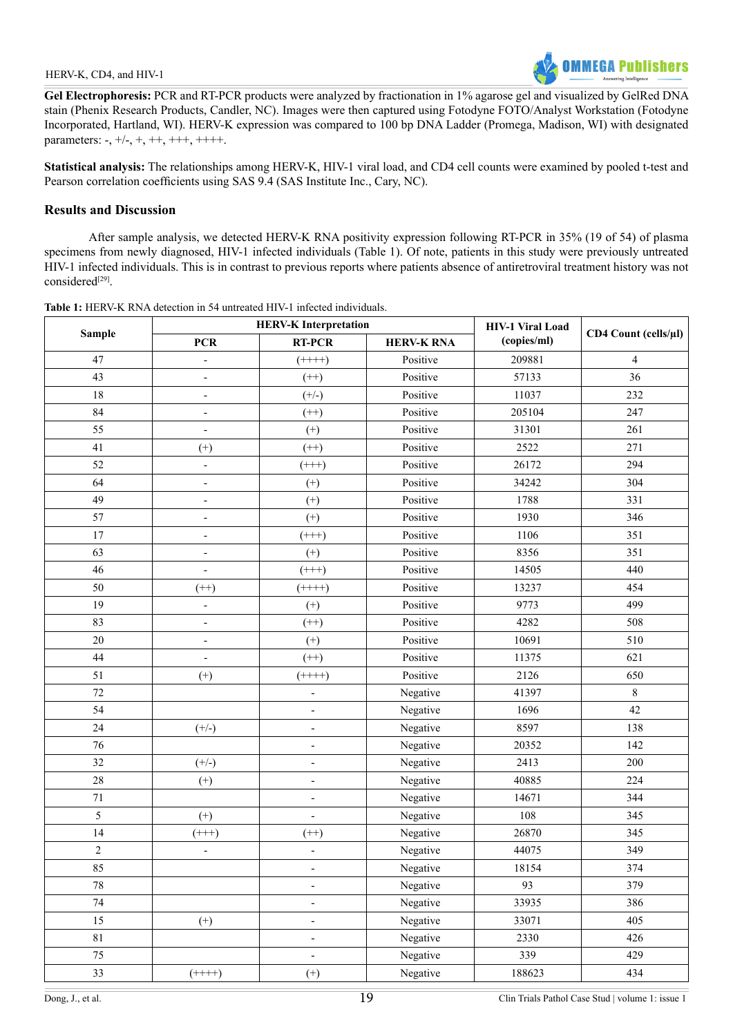**Gel Electrophoresis:** PCR and RT-PCR products were analyzed by fractionation in 1% agarose gel and visualized by GelRed DNA stain (Phenix Research Products, Candler, NC). Images were then captured using Fotodyne FOTO/Analyst Workstation (Fotodyne Incorporated, Hartland, WI). HERV-K expression was compared to 100 bp DNA Ladder (Promega, Madison, WI) with designated parameters: -, +/-, +, ++, +++, ++++.

**Statistical analysis:** The relationships among HERV-K, HIV-1 viral load, and CD4 cell counts were examined by pooled t-test and Pearson correlation coefficients using SAS 9.4 (SAS Institute Inc., Cary, NC).

## Results and Discussion

After sample analysis, we detected HERV-K RNA positivity expression following RT-PCR in 35% (19 of 54) of plasma specimens from newly diagnosed, HIV-1 infected individuals (Table 1). Of note, patients in this study were previously untreated HIV-1 infected individuals. This is in contrast to previous reports where patients absence of antiretroviral treatment history was not considered[29].

**Table 1:** HERV-K RNA detection in 54 untreated HIV-1 infected individuals.

| Sample | HERV-K Interpretation | | | HIV-1 Viral Load (copies/ml) | CD4 Count (cells/µl) |
|---|---|---|---|---|---|
| | PCR | RT-PCR | HERV-K RNA | | |
| 47 | - | (++++) | Positive | 209881 | 4 |
| 43 | - | (++) | Positive | 57133 | 36 |
| 18 | - | (+/-) | Positive | 11037 | 232 |
| 84 | - | (++) | Positive | 205104 | 247 |
| 55 | - | (+) | Positive | 31301 | 261 |
| 41 | (+) | (++) | Positive | 2522 | 271 |
| 52 | - | (+++) | Positive | 26172 | 294 |
| 64 | - | (+) | Positive | 34242 | 304 |
| 49 | - | (+) | Positive | 1788 | 331 |
| 57 | - | (+) | Positive | 1930 | 346 |
| 17 | - | (+++) | Positive | 1106 | 351 |
| 63 | - | (+) | Positive | 8356 | 351 |
| 46 | - | (+++) | Positive | 14505 | 440 |
| 50 | (++) | (++++) | Positive | 13237 | 454 |
| 19 | - | (+) | Positive | 9773 | 499 |
| 83 | - | (++) | Positive | 4282 | 508 |
| 20 | - | (+) | Positive | 10691 | 510 |
| 44 | - | (++) | Positive | 11375 | 621 |
| 51 | (+) | (++++) | Positive | 2126 | 650 |
| 72 | | - | Negative | 41397 | 8 |
| 54 | | - | Negative | 1696 | 42 |
| 24 | (+/-) | - | Negative | 8597 | 138 |
| 76 | | - | Negative | 20352 | 142 |
| 32 | (+/-) | - | Negative | 2413 | 200 |
| 28 | (+) | - | Negative | 40885 | 224 |
| 71 | | - | Negative | 14671 | 344 |
| 5 | (+) | - | Negative | 108 | 345 |
| 14 | (+++) | (++) | Negative | 26870 | 345 |
| 2 | - | - | Negative | 44075 | 349 |
| 85 | | - | Negative | 18154 | 374 |
| 78 | | - | Negative | 93 | 379 |
| 74 | | - | Negative | 33935 | 386 |
| 15 | (+) | - | Negative | 33071 | 405 |
| 81 | | - | Negative | 2330 | 426 |
| 75 | | - | Negative | 339 | 429 |
| 33 | (++++) | (+) | Negative | 188623 | 434 |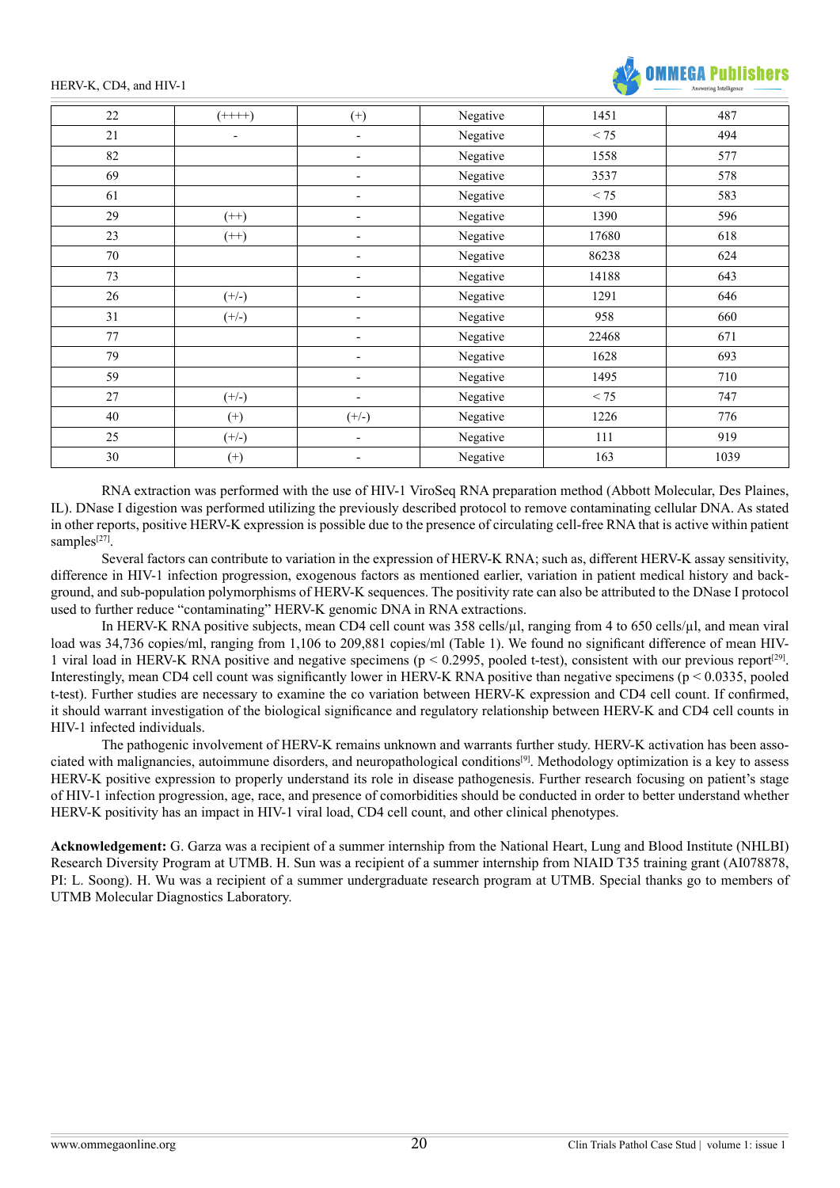| 22 | (++++) | (+) | Negative | 1451 | 487 |
|---|---|---|---|---|---|
| 21 | - | - | Negative | < 75 | 494 |
| 82 | | - | Negative | 1558 | 577 |
| 69 | | - | Negative | 3537 | 578 |
| 61 | | - | Negative | < 75 | 583 |
| 29 | (++) | - | Negative | 1390 | 596 |
| 23 | (++) | - | Negative | 17680 | 618 |
| 70 | | - | Negative | 86238 | 624 |
| 73 | | - | Negative | 14188 | 643 |
| 26 | (+/-) | - | Negative | 1291 | 646 |
| 31 | (+/-) | - | Negative | 958 | 660 |
| 77 | | - | Negative | 22468 | 671 |
| 79 | | - | Negative | 1628 | 693 |
| 59 | | - | Negative | 1495 | 710 |
| 27 | (+/-) | - | Negative | < 75 | 747 |
| 40 | (+) | (+/-) | Negative | 1226 | 776 |
| 25 | (+/-) | - | Negative | 111 | 919 |
| 30 | (+) | - | Negative | 163 | 1039 |

RNA extraction was performed with the use of HIV-1 ViroSeq RNA preparation method (Abbott Molecular, Des Plaines, IL). DNase I digestion was performed utilizing the previously described protocol to remove contaminating cellular DNA. As stated in other reports, positive HERV-K expression is possible due to the presence of circulating cell-free RNA that is active within patient samples[27].

Several factors can contribute to variation in the expression of HERV-K RNA; such as, different HERV-K assay sensitivity, difference in HIV-1 infection progression, exogenous factors as mentioned earlier, variation in patient medical history and background, and sub-population polymorphisms of HERV-K sequences. The positivity rate can also be attributed to the DNase I protocol used to further reduce "contaminating" HERV-K genomic DNA in RNA extractions.

In HERV-K RNA positive subjects, mean CD4 cell count was 358 cells/µl, ranging from 4 to 650 cells/µl, and mean viral load was 34,736 copies/ml, ranging from 1,106 to 209,881 copies/ml (Table 1). We found no significant difference of mean HIV-1 viral load in HERV-K RNA positive and negative specimens ($p < 0.2995$, pooled t-test), consistent with our previous report[29]. Interestingly, mean CD4 cell count was significantly lower in HERV-K RNA positive than negative specimens ($p < 0.0335$, pooled t-test). Further studies are necessary to examine the co variation between HERV-K expression and CD4 cell count. If confirmed, it should warrant investigation of the biological significance and regulatory relationship between HERV-K and CD4 cell counts in HIV-1 infected individuals.

The pathogenic involvement of HERV-K remains unknown and warrants further study. HERV-K activation has been associated with malignancies, autoimmune disorders, and neuropathological conditions[9]. Methodology optimization is a key to assess HERV-K positive expression to properly understand its role in disease pathogenesis. Further research focusing on patient's stage of HIV-1 infection progression, age, race, and presence of comorbidities should be conducted in order to better understand whether HERV-K positivity has an impact in HIV-1 viral load, CD4 cell count, and other clinical phenotypes.

**Acknowledgement:** G. Garza was a recipient of a summer internship from the National Heart, Lung and Blood Institute (NHLBI) Research Diversity Program at UTMB. H. Sun was a recipient of a summer internship from NIAID T35 training grant (AI078878, PI: L. Soong). H. Wu was a recipient of a summer undergraduate research program at UTMB. Special thanks go to members of UTMB Molecular Diagnostics Laboratory.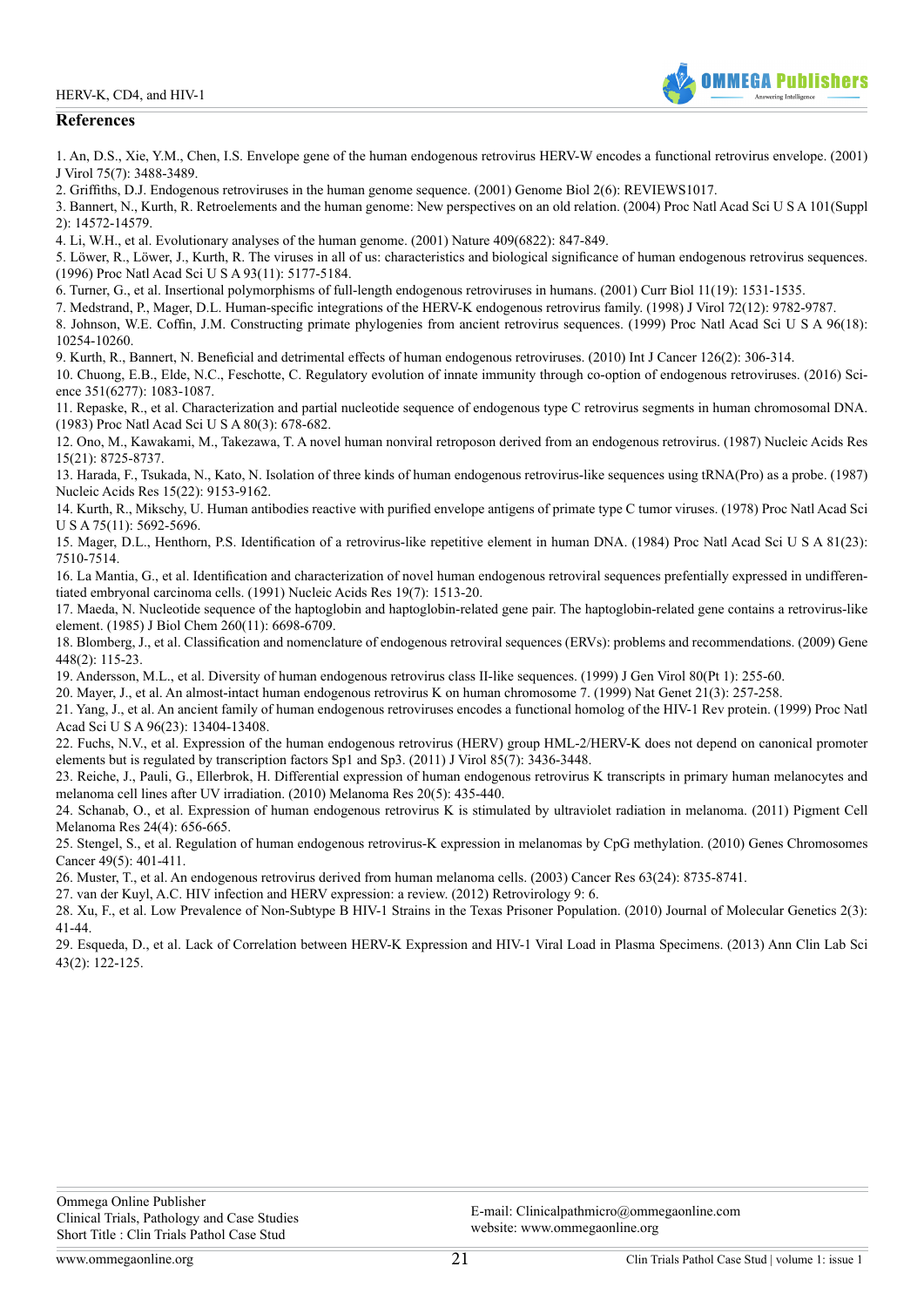## References

1. An, D.S., Xie, Y.M., Chen, I.S. Envelope gene of the human endogenous retrovirus HERV-W encodes a functional retrovirus envelope. (2001) J Virol 75(7): 3488-3489.
2. Griffiths, D.J. Endogenous retroviruses in the human genome sequence. (2001) Genome Biol 2(6): REVIEWS1017.
3. Bannert, N., Kurth, R. Retroelements and the human genome: New perspectives on an old relation. (2004) Proc Natl Acad Sci U S A 101(Suppl 2): 14572-14579.
4. Li, W.H., et al. Evolutionary analyses of the human genome. (2001) Nature 409(6822): 847-849.
5. Löwer, R., Löwer, J., Kurth, R. The viruses in all of us: characteristics and biological significance of human endogenous retrovirus sequences. (1996) Proc Natl Acad Sci U S A 93(11): 5177-5184.
6. Turner, G., et al. Insertional polymorphisms of full-length endogenous retroviruses in humans. (2001) Curr Biol 11(19): 1531-1535.
7. Medstrand, P., Mager, D.L. Human-specific integrations of the HERV-K endogenous retrovirus family. (1998) J Virol 72(12): 9782-9787.
8. Johnson, W.E. Coffin, J.M. Constructing primate phylogenies from ancient retrovirus sequences. (1999) Proc Natl Acad Sci U S A 96(18): 10254-10260.
9. Kurth, R., Bannert, N. Beneficial and detrimental effects of human endogenous retroviruses. (2010) Int J Cancer 126(2): 306-314.
10. Chuong, E.B., Elde, N.C., Feschotte, C. Regulatory evolution of innate immunity through co-option of endogenous retroviruses. (2016) Science 351(6277): 1083-1087.
11. Repaske, R., et al. Characterization and partial nucleotide sequence of endogenous type C retrovirus segments in human chromosomal DNA. (1983) Proc Natl Acad Sci U S A 80(3): 678-682.
12. Ono, M., Kawakami, M., Takezawa, T. A novel human nonviral retroposon derived from an endogenous retrovirus. (1987) Nucleic Acids Res 15(21): 8725-8737.
13. Harada, F., Tsukada, N., Kato, N. Isolation of three kinds of human endogenous retrovirus-like sequences using tRNA(Pro) as a probe. (1987) Nucleic Acids Res 15(22): 9153-9162.
14. Kurth, R., Mikschy, U. Human antibodies reactive with purified envelope antigens of primate type C tumor viruses. (1978) Proc Natl Acad Sci U S A 75(11): 5692-5696.
15. Mager, D.L., Henthorn, P.S. Identification of a retrovirus-like repetitive element in human DNA. (1984) Proc Natl Acad Sci U S A 81(23): 7510-7514.
16. La Mantia, G., et al. Identification and characterization of novel human endogenous retroviral sequences prefentially expressed in undifferentiated embryonal carcinoma cells. (1991) Nucleic Acids Res 19(7): 1513-20.
17. Maeda, N. Nucleotide sequence of the haptoglobin and haptoglobin-related gene pair. The haptoglobin-related gene contains a retrovirus-like element. (1985) J Biol Chem 260(11): 6698-6709.
18. Blomberg, J., et al. Classification and nomenclature of endogenous retroviral sequences (ERVs): problems and recommendations. (2009) Gene 448(2): 115-23.
19. Andersson, M.L., et al. Diversity of human endogenous retrovirus class II-like sequences. (1999) J Gen Virol 80(Pt 1): 255-60.
20. Mayer, J., et al. An almost-intact human endogenous retrovirus K on human chromosome 7. (1999) Nat Genet 21(3): 257-258.
21. Yang, J., et al. An ancient family of human endogenous retroviruses encodes a functional homolog of the HIV-1 Rev protein. (1999) Proc Natl Acad Sci U S A 96(23): 13404-13408.
22. Fuchs, N.V., et al. Expression of the human endogenous retrovirus (HERV) group HML-2/HERV-K does not depend on canonical promoter elements but is regulated by transcription factors Sp1 and Sp3. (2011) J Virol 85(7): 3436-3448.
23. Reiche, J., Pauli, G., Ellerbrok, H. Differential expression of human endogenous retrovirus K transcripts in primary human melanocytes and melanoma cell lines after UV irradiation. (2010) Melanoma Res 20(5): 435-440.
24. Schanab, O., et al. Expression of human endogenous retrovirus K is stimulated by ultraviolet radiation in melanoma. (2011) Pigment Cell Melanoma Res 24(4): 656-665.
25. Stengel, S., et al. Regulation of human endogenous retrovirus-K expression in melanomas by CpG methylation. (2010) Genes Chromosomes Cancer 49(5): 401-411.
26. Muster, T., et al. An endogenous retrovirus derived from human melanoma cells. (2003) Cancer Res 63(24): 8735-8741.
27. van der Kuyl, A.C. HIV infection and HERV expression: a review. (2012) Retrovirology 9: 6.
28. Xu, F., et al. Low Prevalence of Non-Subtype B HIV-1 Strains in the Texas Prisoner Population. (2010) Journal of Molecular Genetics 2(3): 41-44.
29. Esqueda, D., et al. Lack of Correlation between HERV-K Expression and HIV-1 Viral Load in Plasma Specimens. (2013) Ann Clin Lab Sci 43(2): 122-125.